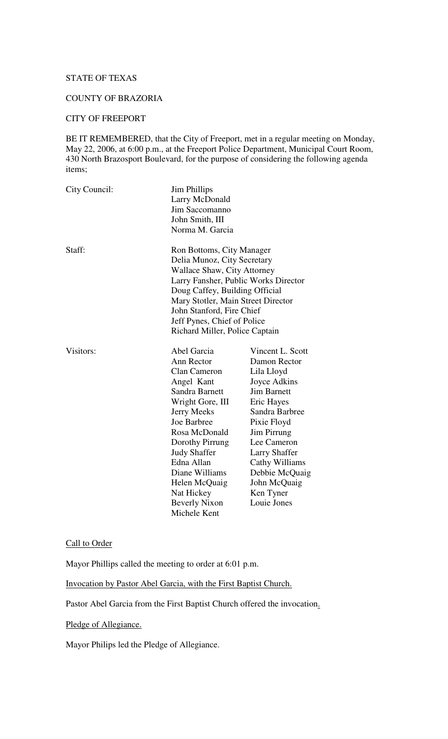STATE OF TEXAS

COUNTY OF BRAZORIA

CITY OF FREEPORT

BE IT REMEMBERED, that the City of Freeport, met in a regular meeting on Monday, May 22, 2006, at 6:00 p.m., at the Freeport Police Department, Municipal Court Room, 430 North Brazosport Boulevard, for the purpose of considering the following agenda items;

City Council:

Jim Phillips
Larry McDonald
Jim Saccomanno
John Smith, III
Norma M. Garcia

Staff:

Ron Bottoms, City Manager
Delia Munoz, City Secretary
Wallace Shaw, City Attorney
Larry Fansher, Public Works Director
Doug Caffey, Building Official
Mary Stotler, Main Street Director
John Stanford, Fire Chief
Jeff Pynes, Chief of Police
Richard Miller, Police Captain

Visitors:

| | |
|---|---|
| Abel Garcia | Vincent L. Scott |
| Ann Rector | Damon Rector |
| Clan Cameron | Lila Lloyd |
| Angel Kant | Joyce Adkins |
| Sandra Barnett | Jim Barnett |
| Wright Gore, III | Eric Hayes |
| Jerry Meeks | Sandra Barbree |
| Joe Barbree | Pixie Floyd |
| Rosa McDonald | Jim Pirrung |
| Dorothy Pirrung | Lee Cameron |
| Judy Shaffer | Larry Shaffer |
| Edna Allan | Cathy Williams |
| Diane Williams | Debbie McQuaig |
| Helen McQuaig | John McQuaig |
| Nat Hickey | Ken Tyner |
| Beverly Nixon | Louie Jones |
| Michele Kent | |

Call to Order

Mayor Phillips called the meeting to order at 6:01 p.m.

Invocation by Pastor Abel Garcia, with the First Baptist Church.

Pastor Abel Garcia from the First Baptist Church offered the invocation.

Pledge of Allegiance.

Mayor Philips led the Pledge of Allegiance.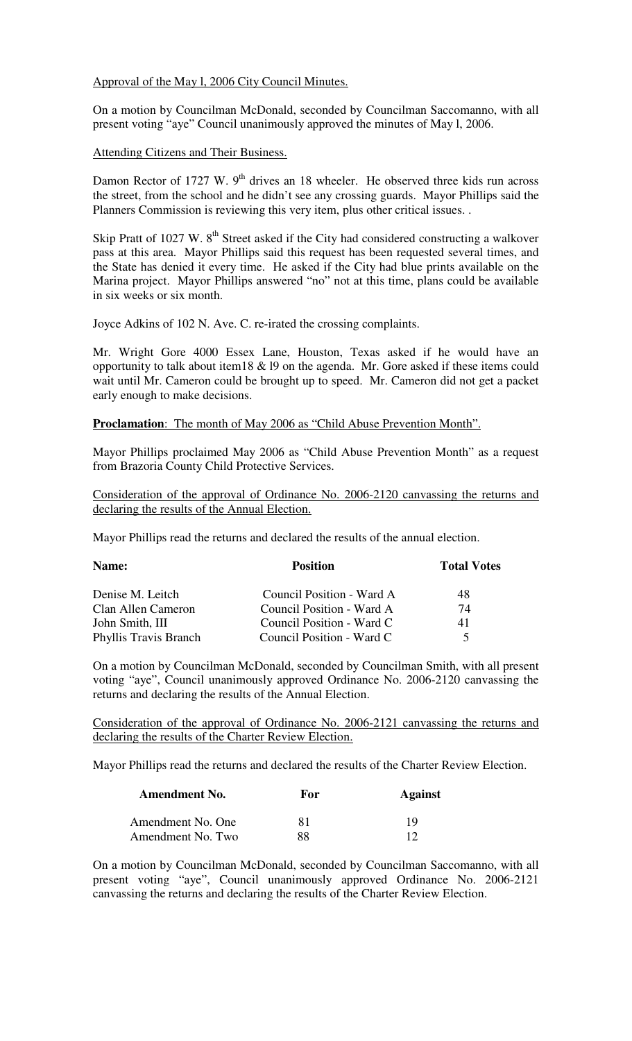Approval of the May l, 2006 City Council Minutes.

On a motion by Councilman McDonald, seconded by Councilman Saccomanno, with all present voting "aye" Council unanimously approved the minutes of May l, 2006.

Attending Citizens and Their Business.

Damon Rector of 1727 W. 9th drives an 18 wheeler. He observed three kids run across the street, from the school and he didn't see any crossing guards. Mayor Phillips said the Planners Commission is reviewing this very item, plus other critical issues. .

Skip Pratt of 1027 W. 8th Street asked if the City had considered constructing a walkover pass at this area. Mayor Phillips said this request has been requested several times, and the State has denied it every time. He asked if the City had blue prints available on the Marina project. Mayor Phillips answered "no" not at this time, plans could be available in six weeks or six month.

Joyce Adkins of 102 N. Ave. C. re-irated the crossing complaints.

Mr. Wright Gore 4000 Essex Lane, Houston, Texas asked if he would have an opportunity to talk about item18 & l9 on the agenda. Mr. Gore asked if these items could wait until Mr. Cameron could be brought up to speed. Mr. Cameron did not get a packet early enough to make decisions.

**Proclamation**: The month of May 2006 as "Child Abuse Prevention Month".

Mayor Phillips proclaimed May 2006 as "Child Abuse Prevention Month" as a request from Brazoria County Child Protective Services.

Consideration of the approval of Ordinance No. 2006-2120 canvassing the returns and declaring the results of the Annual Election.

Mayor Phillips read the returns and declared the results of the annual election.

| Name: | Position | Total Votes |
|---|---|---|
| Denise M. Leitch | Council Position - Ward A | 48 |
| Clan Allen Cameron | Council Position - Ward A | 74 |
| John Smith, III | Council Position - Ward C | 41 |
| Phyllis Travis Branch | Council Position - Ward C | 5 |

On a motion by Councilman McDonald, seconded by Councilman Smith, with all present voting "aye", Council unanimously approved Ordinance No. 2006-2120 canvassing the returns and declaring the results of the Annual Election.

Consideration of the approval of Ordinance No. 2006-2121 canvassing the returns and declaring the results of the Charter Review Election.

Mayor Phillips read the returns and declared the results of the Charter Review Election.

| Amendment No. | For | Against |
|---|---|---|
| Amendment No. One | 81 | 19 |
| Amendment No. Two | 88 | 12 |

On a motion by Councilman McDonald, seconded by Councilman Saccomanno, with all present voting "aye", Council unanimously approved Ordinance No. 2006-2121 canvassing the returns and declaring the results of the Charter Review Election.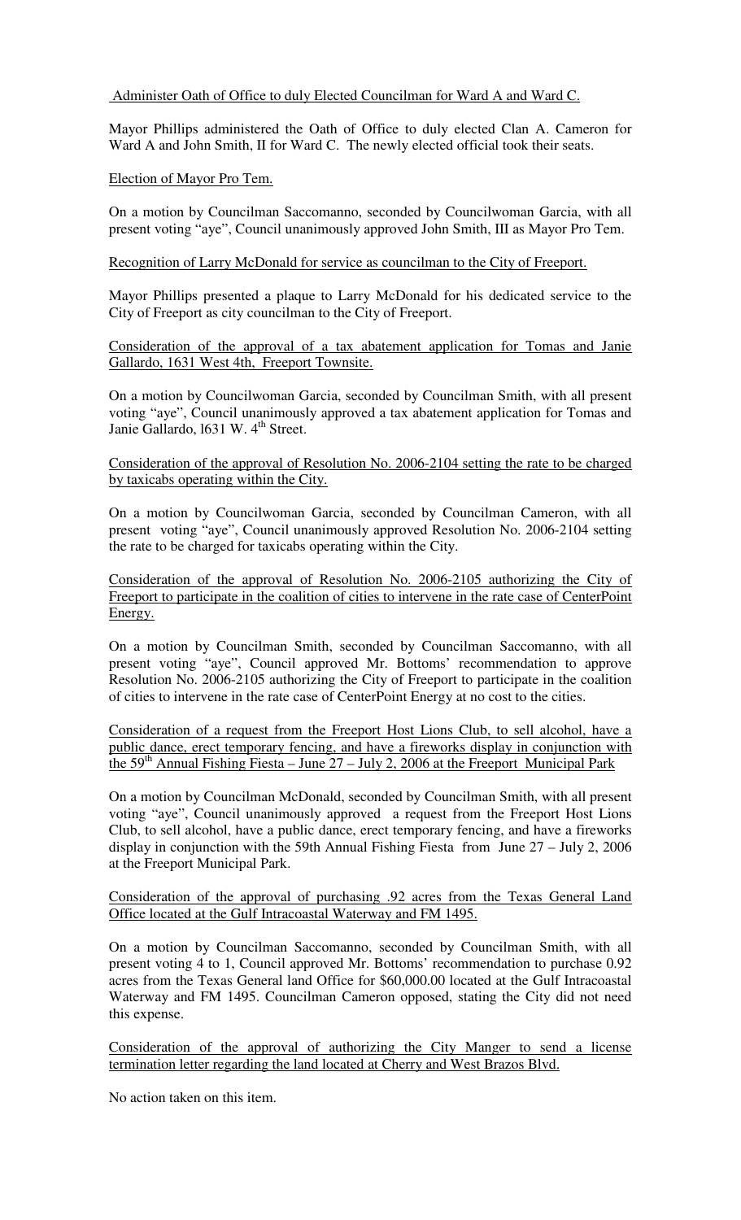Administer Oath of Office to duly Elected Councilman for Ward A and Ward C.

Mayor Phillips administered the Oath of Office to duly elected Clan A. Cameron for Ward A and John Smith, II for Ward C. The newly elected official took their seats.

Election of Mayor Pro Tem.

On a motion by Councilman Saccomanno, seconded by Councilwoman Garcia, with all present voting "aye", Council unanimously approved John Smith, III as Mayor Pro Tem.

Recognition of Larry McDonald for service as councilman to the City of Freeport.

Mayor Phillips presented a plaque to Larry McDonald for his dedicated service to the City of Freeport as city councilman to the City of Freeport.

Consideration of the approval of a tax abatement application for Tomas and Janie Gallardo, 1631 West 4th, Freeport Townsite.

On a motion by Councilwoman Garcia, seconded by Councilman Smith, with all present voting "aye", Council unanimously approved a tax abatement application for Tomas and Janie Gallardo, l631 W. 4th Street.

Consideration of the approval of Resolution No. 2006-2104 setting the rate to be charged by taxicabs operating within the City.

On a motion by Councilwoman Garcia, seconded by Councilman Cameron, with all present voting "aye", Council unanimously approved Resolution No. 2006-2104 setting the rate to be charged for taxicabs operating within the City.

Consideration of the approval of Resolution No. 2006-2105 authorizing the City of Freeport to participate in the coalition of cities to intervene in the rate case of CenterPoint Energy.

On a motion by Councilman Smith, seconded by Councilman Saccomanno, with all present voting "aye", Council approved Mr. Bottoms' recommendation to approve Resolution No. 2006-2105 authorizing the City of Freeport to participate in the coalition of cities to intervene in the rate case of CenterPoint Energy at no cost to the cities.

Consideration of a request from the Freeport Host Lions Club, to sell alcohol, have a public dance, erect temporary fencing, and have a fireworks display in conjunction with the 59th Annual Fishing Fiesta – June 27 – July 2, 2006 at the Freeport Municipal Park

On a motion by Councilman McDonald, seconded by Councilman Smith, with all present voting "aye", Council unanimously approved a request from the Freeport Host Lions Club, to sell alcohol, have a public dance, erect temporary fencing, and have a fireworks display in conjunction with the 59th Annual Fishing Fiesta from June 27 – July 2, 2006 at the Freeport Municipal Park.

Consideration of the approval of purchasing .92 acres from the Texas General Land Office located at the Gulf Intracoastal Waterway and FM 1495.

On a motion by Councilman Saccomanno, seconded by Councilman Smith, with all present voting 4 to 1, Council approved Mr. Bottoms' recommendation to purchase 0.92 acres from the Texas General land Office for $60,000.00 located at the Gulf Intracoastal Waterway and FM 1495. Councilman Cameron opposed, stating the City did not need this expense.

Consideration of the approval of authorizing the City Manger to send a license termination letter regarding the land located at Cherry and West Brazos Blvd.

No action taken on this item.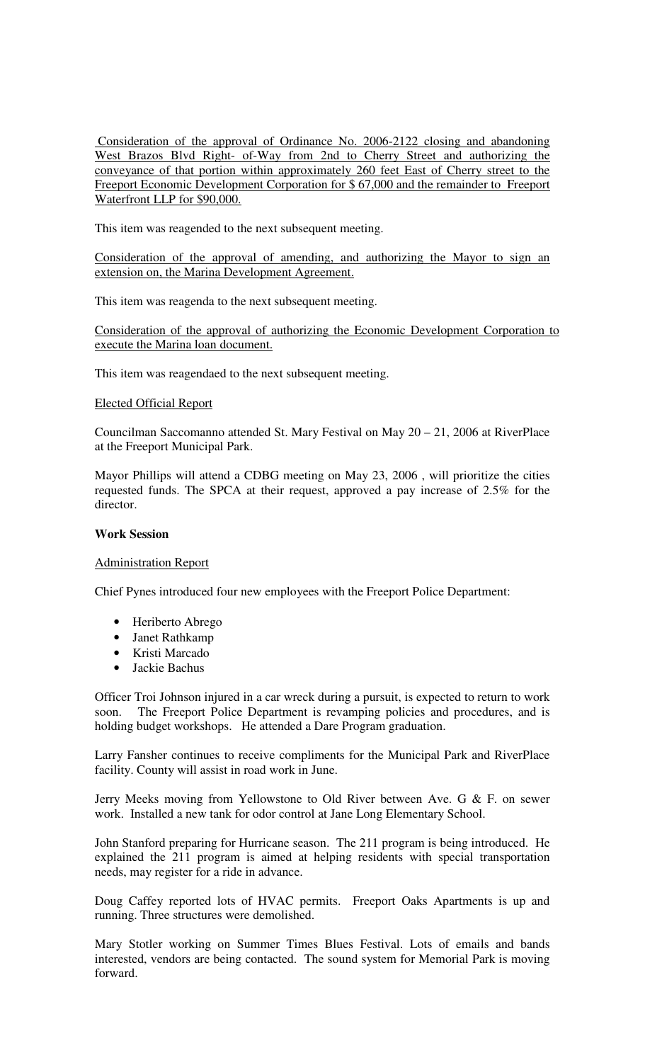Consideration of the approval of Ordinance No. 2006-2122 closing and abandoning West Brazos Blvd Right- of-Way from 2nd to Cherry Street and authorizing the conveyance of that portion within approximately 260 feet East of Cherry street to the Freeport Economic Development Corporation for $ 67,000 and the remainder to Freeport Waterfront LLP for $90,000.

This item was reagended to the next subsequent meeting.

Consideration of the approval of amending, and authorizing the Mayor to sign an extension on, the Marina Development Agreement.

This item was reagenda to the next subsequent meeting.

Consideration of the approval of authorizing the Economic Development Corporation to execute the Marina loan document.

This item was reagendaed to the next subsequent meeting.

Elected Official Report

Councilman Saccomanno attended St. Mary Festival on May 20 – 21, 2006 at RiverPlace at the Freeport Municipal Park.

Mayor Phillips will attend a CDBG meeting on May 23, 2006 , will prioritize the cities requested funds. The SPCA at their request, approved a pay increase of 2.5% for the director.

**Work Session**

Administration Report

Chief Pynes introduced four new employees with the Freeport Police Department:

- Heriberto Abrego
- Janet Rathkamp
- Kristi Marcado
- Jackie Bachus

Officer Troi Johnson injured in a car wreck during a pursuit, is expected to return to work soon. The Freeport Police Department is revamping policies and procedures, and is holding budget workshops. He attended a Dare Program graduation.

Larry Fansher continues to receive compliments for the Municipal Park and RiverPlace facility. County will assist in road work in June.

Jerry Meeks moving from Yellowstone to Old River between Ave. G & F. on sewer work. Installed a new tank for odor control at Jane Long Elementary School.

John Stanford preparing for Hurricane season. The 211 program is being introduced. He explained the 211 program is aimed at helping residents with special transportation needs, may register for a ride in advance.

Doug Caffey reported lots of HVAC permits. Freeport Oaks Apartments is up and running. Three structures were demolished.

Mary Stotler working on Summer Times Blues Festival. Lots of emails and bands interested, vendors are being contacted. The sound system for Memorial Park is moving forward.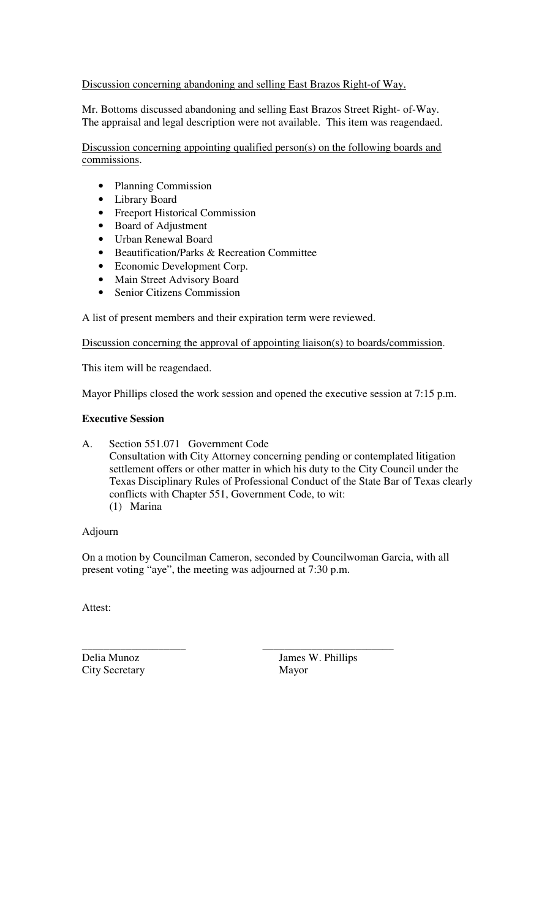Discussion concerning abandoning and selling East Brazos Right-of Way.

Mr. Bottoms discussed abandoning and selling East Brazos Street Right- of-Way. The appraisal and legal description were not available. This item was reagendaed.

Discussion concerning appointing qualified person(s) on the following boards and commissions.

- Planning Commission
- Library Board
- Freeport Historical Commission
- Board of Adjustment
- Urban Renewal Board
- Beautification/Parks & Recreation Committee
- Economic Development Corp.
- Main Street Advisory Board
- Senior Citizens Commission

A list of present members and their expiration term were reviewed.

Discussion concerning the approval of appointing liaison(s) to boards/commission.

This item will be reagendaed.

Mayor Phillips closed the work session and opened the executive session at 7:15 p.m.

**Executive Session**

A. Section 551.071 Government Code
Consultation with City Attorney concerning pending or contemplated litigation settlement offers or other matter in which his duty to the City Council under the Texas Disciplinary Rules of Professional Conduct of the State Bar of Texas clearly conflicts with Chapter 551, Government Code, to wit:
(1) Marina

Adjourn

On a motion by Councilman Cameron, seconded by Councilwoman Garcia, with all present voting "aye", the meeting was adjourned at 7:30 p.m.

Attest:

___________________ ________________________
Delia Munoz James W. Phillips
City Secretary Mayor